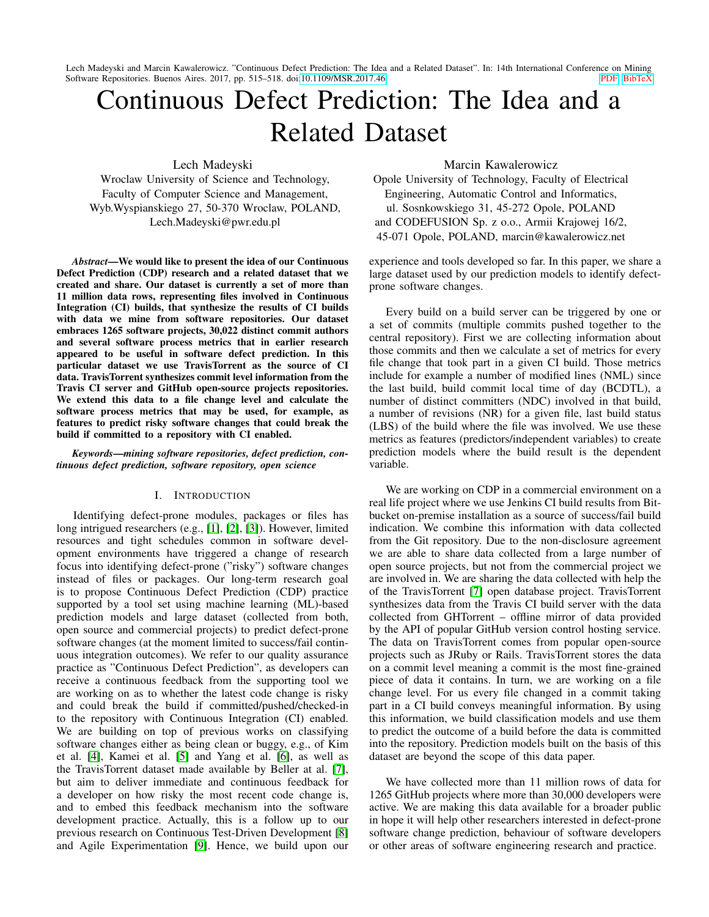Lech Madeyski and Marcin Kawalerowicz. "Continuous Defect Prediction: The Idea and a Related Dataset". In: 14th International Conference on Mining Software Repositories. Buenos Aires. 2017, pp. 515–518. doi:10.1109/MSR.2017.46 PDF BibTeX

# Continuous Defect Prediction: The Idea and a Related Dataset

Lech Madeyski
Wroclaw University of Science and Technology,
Faculty of Computer Science and Management,
Wyb.Wyspianskiego 27, 50-370 Wroclaw, POLAND,
Lech.Madeyski@pwr.edu.pl

Marcin Kawalerowicz
Opole University of Technology, Faculty of Electrical Engineering, Automatic Control and Informatics,
ul. Sosnkowskiego 31, 45-272 Opole, POLAND
and CODEFUSION Sp. z o.o., Armii Krajowej 16/2,
45-071 Opole, POLAND, marcin@kawalerowicz.net

***Abstract*—We would like to present the idea of our Continuous Defect Prediction (CDP) research and a related dataset that we created and share. Our dataset is currently a set of more than 11 million data rows, representing files involved in Continuous Integration (CI) builds, that synthesize the results of CI builds with data we mine from software repositories. Our dataset embraces 1265 software projects, 30,022 distinct commit authors and several software process metrics that in earlier research appeared to be useful in software defect prediction. In this particular dataset we use TravisTorrent as the source of CI data. TravisTorrent synthesizes commit level information from the Travis CI server and GitHub open-source projects repositories. We extend this data to a file change level and calculate the software process metrics that may be used, for example, as features to predict risky software changes that could break the build if committed to a repository with CI enabled.**

***Keywords*—mining software repositories, defect prediction, continuous defect prediction, software repository, open science**

## I. Introduction

Identifying defect-prone modules, packages or files has long intrigued researchers (e.g., [1], [2], [3]). However, limited resources and tight schedules common in software development environments have triggered a change of research focus into identifying defect-prone ("risky") software changes instead of files or packages. Our long-term research goal is to propose Continuous Defect Prediction (CDP) practice supported by a tool set using machine learning (ML)-based prediction models and large dataset (collected from both, open source and commercial projects) to predict defect-prone software changes (at the moment limited to success/fail continuous integration outcomes). We refer to our quality assurance practice as "Continuous Defect Prediction", as developers can receive a continuous feedback from the supporting tool we are working on as to whether the latest code change is risky and could break the build if committed/pushed/checked-in to the repository with Continuous Integration (CI) enabled. We are building on top of previous works on classifying software changes either as being clean or buggy, e.g., of Kim et al. [4], Kamei et al. [5] and Yang et al. [6], as well as the TravisTorrent dataset made available by Beller at al. [7], but aim to deliver immediate and continuous feedback for a developer on how risky the most recent code change is, and to embed this feedback mechanism into the software development practice. Actually, this is a follow up to our previous research on Continuous Test-Driven Development [8] and Agile Experimentation [9]. Hence, we build upon our experience and tools developed so far. In this paper, we share a large dataset used by our prediction models to identify defect-prone software changes.

Every build on a build server can be triggered by one or a set of commits (multiple commits pushed together to the central repository). First we are collecting information about those commits and then we calculate a set of metrics for every file change that took part in a given CI build. Those metrics include for example a number of modified lines (NML) since the last build, build commit local time of day (BCDTL), a number of distinct committers (NDC) involved in that build, a number of revisions (NR) for a given file, last build status (LBS) of the build where the file was involved. We use these metrics as features (predictors/independent variables) to create prediction models where the build result is the dependent variable.

We are working on CDP in a commercial environment on a real life project where we use Jenkins CI build results from Bitbucket on-premise installation as a source of success/fail build indication. We combine this information with data collected from the Git repository. Due to the non-disclosure agreement we are able to share data collected from a large number of open source projects, but not from the commercial project we are involved in. We are sharing the data collected with help the of the TravisTorrent [7] open database project. TravisTorrent synthesizes data from the Travis CI build server with the data collected from GHTorrent – offline mirror of data provided by the API of popular GitHub version control hosting service. The data on TravisTorrent comes from popular open-source projects such as JRuby or Rails. TravisTorrent stores the data on a commit level meaning a commit is the most fine-grained piece of data it contains. In turn, we are working on a file change level. For us every file changed in a commit taking part in a CI build conveys meaningful information. By using this information, we build classification models and use them to predict the outcome of a build before the data is committed into the repository. Prediction models built on the basis of this dataset are beyond the scope of this data paper.

We have collected more than 11 million rows of data for 1265 GitHub projects where more than 30,000 developers were active. We are making this data available for a broader public in hope it will help other researchers interested in defect-prone software change prediction, behaviour of software developers or other areas of software engineering research and practice.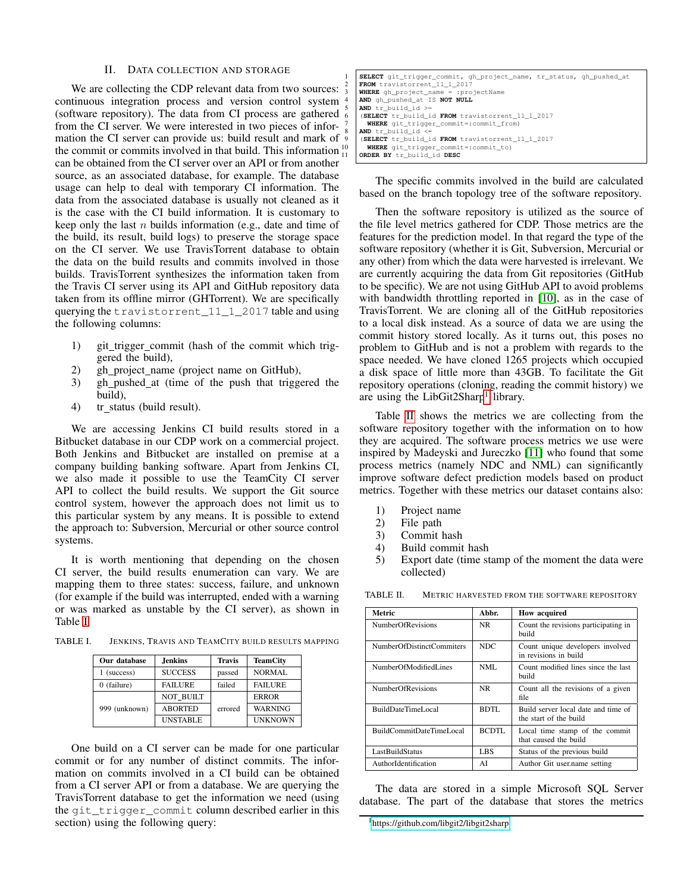## II. Data collection and storage

We are collecting the CDP relevant data from two sources: continuous integration process and version control system (software repository). The data from CI process are gathered from the CI server. We were interested in two pieces of information the CI server can provide us: build result and mark of the commit or commits involved in that build. This information can be obtained from the CI server over an API or from another source, as an associated database, for example. The database usage can help to deal with temporary CI information. The data from the associated database is usually not cleaned as it is the case with the CI build information. It is customary to keep only the last $n$ builds information (e.g., date and time of the build, its result, build logs) to preserve the storage space on the CI server. We use TravisTorrent database to obtain the data on the build results and commits involved in those builds. TravisTorrent synthesizes the information taken from the Travis CI server using its API and GitHub repository data taken from its offline mirror (GHTorrent). We are specifically querying the `travistorrent_11_1_2017` table and using the following columns:

1) git_trigger_commit (hash of the commit which triggered the build),
2) gh_project_name (project name on GitHub),
3) gh_pushed_at (time of the push that triggered the build),
4) tr_status (build result).

We are accessing Jenkins CI build results stored in a Bitbucket database in our CDP work on a commercial project. Both Jenkins and Bitbucket are installed on premise at a company building banking software. Apart from Jenkins CI, we also made it possible to use the TeamCity CI server API to collect the build results. We support the Git source control system, however the approach does not limit us to this particular system by any means. It is possible to extend the approach to: Subversion, Mercurial or other source control systems.

It is worth mentioning that depending on the chosen CI server, the build results enumeration can vary. We are mapping them to three states: success, failure, and unknown (for example if the build was interrupted, ended with a warning or was marked as unstable by the CI server), as shown in Table I.

TABLE I. Jenkins, Travis and TeamCity build results mapping

| Our database | Jenkins | Travis | TeamCity |
|---|---|---|---|
| 1 (success) | SUCCESS | passed | NORMAL |
| 0 (failure) | FAILURE | failed | FAILURE |
| 999 (unknown) | NOT_BUILT | errored | ERROR |
| | ABORTED | | WARNING |
| | UNSTABLE | | UNKNOWN |

One build on a CI server can be made for one particular commit or for any number of distinct commits. The information on commits involved in a CI build can be obtained from a CI server API or from a database. We are querying the TravisTorrent database to get the information we need (using the `git_trigger_commit` column described earlier in this section) using the following query:

```
SELECT git_trigger_commit, gh_project_name, tr_status, gh_pushed_at
FROM travistorrent_11_1_2017
WHERE gh_project_name = :projectName
AND gh_pushed_at IS NOT NULL
AND tr_build_id >=
(SELECT tr_build_id FROM travistorrent_11_1_2017
  WHERE git_trigger_commit=:commit_from)
AND tr_build_id <=
(SELECT tr_build_id FROM travistorrent_11_1_2017
  WHERE git_trigger_commit=:commit_to)
ORDER BY tr_build_id DESC
```

The specific commits involved in the build are calculated based on the branch topology tree of the software repository.

Then the software repository is utilized as the source of the file level metrics gathered for CDP. Those metrics are the features for the prediction model. In that regard the type of the software repository (whether it is Git, Subversion, Mercurial or any other) from which the data were harvested is irrelevant. We are currently acquiring the data from Git repositories (GitHub to be specific). We are not using GitHub API to avoid problems with bandwidth throttling reported in [10], as in the case of TravisTorrent. We are cloning all of the GitHub repositories to a local disk instead. As a source of data we are using the commit history stored locally. As it turns out, this poses no problem to GitHub and is not a problem with regards to the space needed. We have cloned 1265 projects which occupied a disk space of little more than 43GB. To facilitate the Git repository operations (cloning, reading the commit history) we are using the LibGit2Sharp[1] library.

Table II shows the metrics we are collecting from the software repository together with the information on to how they are acquired. The software process metrics we use were inspired by Madeyski and Jureczko [11] who found that some process metrics (namely NDC and NML) can significantly improve software defect prediction models based on product metrics. Together with these metrics our dataset contains also:

1) Project name
2) File path
3) Commit hash
4) Build commit hash
5) Export date (time stamp of the moment the data were collected)

TABLE II. Metric harvested from the software repository

| Metric | Abbr. | How acquired |
|---|---|---|
| NumberOfRevisions | NR | Count the revisions participating in build |
| NumberOfDistinctCommiters | NDC | Count unique developers involved in revisions in build |
| NumberOfModifiedLines | NML | Count modified lines since the last build |
| NumberOfRevisions | NR | Count all the revisions of a given file |
| BuildDateTimeLocal | BDTL | Build server local date and time of the start of the build |
| BuildCommitDateTimeLocal | BCDTL | Local time stamp of the commit that caused the build |
| LastBuildStatus | LBS | Status of the previous build |
| AuthorIdentification | AI | Author Git user.name setting |

The data are stored in a simple Microsoft SQL Server database. The part of the database that stores the metrics

[1] https://github.com/libgit2/libgit2sharp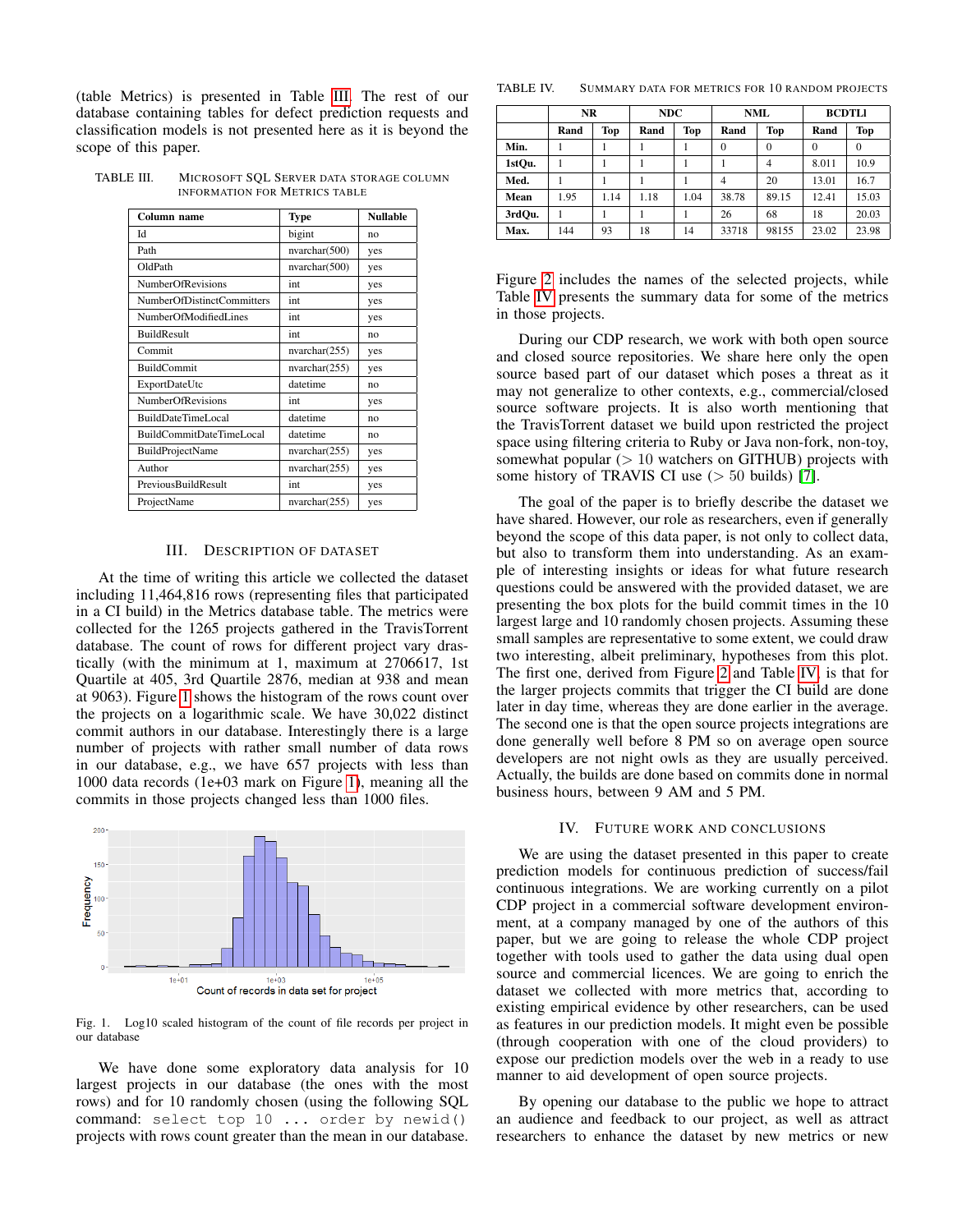(table Metrics) is presented in Table III. The rest of our database containing tables for defect prediction requests and classification models is not presented here as it is beyond the scope of this paper.

TABLE III. MICROSOFT SQL SERVER DATA STORAGE COLUMN INFORMATION FOR METRICS TABLE

| Column name | Type | Nullable |
|---|---|---|
| Id | bigint | no |
| Path | nvarchar(500) | yes |
| OldPath | nvarchar(500) | yes |
| NumberOfRevisions | int | yes |
| NumberOfDistinctCommitters | int | yes |
| NumberOfModifiedLines | int | yes |
| BuildResult | int | no |
| Commit | nvarchar(255) | yes |
| BuildCommit | nvarchar(255) | yes |
| ExportDateUtc | datetime | no |
| NumberOfRevisions | int | yes |
| BuildDateTimeLocal | datetime | no |
| BuildCommitDateTimeLocal | datetime | no |
| BuildProjectName | nvarchar(255) | yes |
| Author | nvarchar(255) | yes |
| PreviousBuildResult | int | yes |
| ProjectName | nvarchar(255) | yes |

## III. DESCRIPTION OF DATASET

At the time of writing this article we collected the dataset including 11,464,816 rows (representing files that participated in a CI build) in the Metrics database table. The metrics were collected for the 1265 projects gathered in the TravisTorrent database. The count of rows for different project vary drastically (with the minimum at 1, maximum at 2706617, 1st Quartile at 405, 3rd Quartile 2876, median at 938 and mean at 9063). Figure 1 shows the histogram of the rows count over the projects on a logarithmic scale. We have 30,022 distinct commit authors in our database. Interestingly there is a large number of projects with rather small number of data rows in our database, e.g., we have 657 projects with less than 1000 data records (1e+03 mark on Figure 1), meaning all the commits in those projects changed less than 1000 files.

Fig. 1. Log10 scaled histogram of the count of file records per project in our database

We have done some exploratory data analysis for 10 largest projects in our database (the ones with the most rows) and for 10 randomly chosen (using the following SQL command: `select top 10 ... order by newid()` projects with rows count greater than the mean in our database.

TABLE IV. SUMMARY DATA FOR METRICS FOR 10 RANDOM PROJECTS

| | NR | | NDC | | NML | | BCDTLI | |
|---|---|---|---|---|---|---|---|---|
| | Rand | Top | Rand | Top | Rand | Top | Rand | Top |
| Min. | 1 | 1 | 1 | 1 | 0 | 0 | 0 | 0 |
| 1stQu. | 1 | 1 | 1 | 1 | 1 | 4 | 8.011 | 10.9 |
| Med. | 1 | 1 | 1 | 1 | 4 | 20 | 13.01 | 16.7 |
| Mean | 1.95 | 1.14 | 1.18 | 1.04 | 38.78 | 89.15 | 12.41 | 15.03 |
| 3rdQu. | 1 | 1 | 1 | 1 | 26 | 68 | 18 | 20.03 |
| Max. | 144 | 93 | 18 | 14 | 33718 | 98155 | 23.02 | 23.98 |

Figure 2 includes the names of the selected projects, while Table IV presents the summary data for some of the metrics in those projects.

During our CDP research, we work with both open source and closed source repositories. We share here only the open source based part of our dataset which poses a threat as it may not generalize to other contexts, e.g., commercial/closed source software projects. It is also worth mentioning that the TravisTorrent dataset we build upon restricted the project space using filtering criteria to Ruby or Java non-fork, non-toy, somewhat popular ($>10$ watchers on GITHUB) projects with some history of TRAVIS CI use ($>50$ builds) [7].

The goal of the paper is to briefly describe the dataset we have shared. However, our role as researchers, even if generally beyond the scope of this data paper, is not only to collect data, but also to transform them into understanding. As an example of interesting insights or ideas for what future research questions could be answered with the provided dataset, we are presenting the box plots for the build commit times in the 10 largest large and 10 randomly chosen projects. Assuming these small samples are representative to some extent, we could draw two interesting, albeit preliminary, hypotheses from this plot. The first one, derived from Figure 2 and Table IV, is that for the larger projects commits that trigger the CI build are done later in day time, whereas they are done earlier in the average. The second one is that the open source projects integrations are done generally well before 8 PM so on average open source developers are not night owls as they are usually perceived. Actually, the builds are done based on commits done in normal business hours, between 9 AM and 5 PM.

## IV. FUTURE WORK AND CONCLUSIONS

We are using the dataset presented in this paper to create prediction models for continuous prediction of success/fail continuous integrations. We are working currently on a pilot CDP project in a commercial software development environment, at a company managed by one of the authors of this paper, but we are going to release the whole CDP project together with tools used to gather the data using dual open source and commercial licences. We are going to enrich the dataset we collected with more metrics that, according to existing empirical evidence by other researchers, can be used as features in our prediction models. It might even be possible (through cooperation with one of the cloud providers) to expose our prediction models over the web in a ready to use manner to aid development of open source projects.

By opening our database to the public we hope to attract an audience and feedback to our project, as well as attract researchers to enhance the dataset by new metrics or new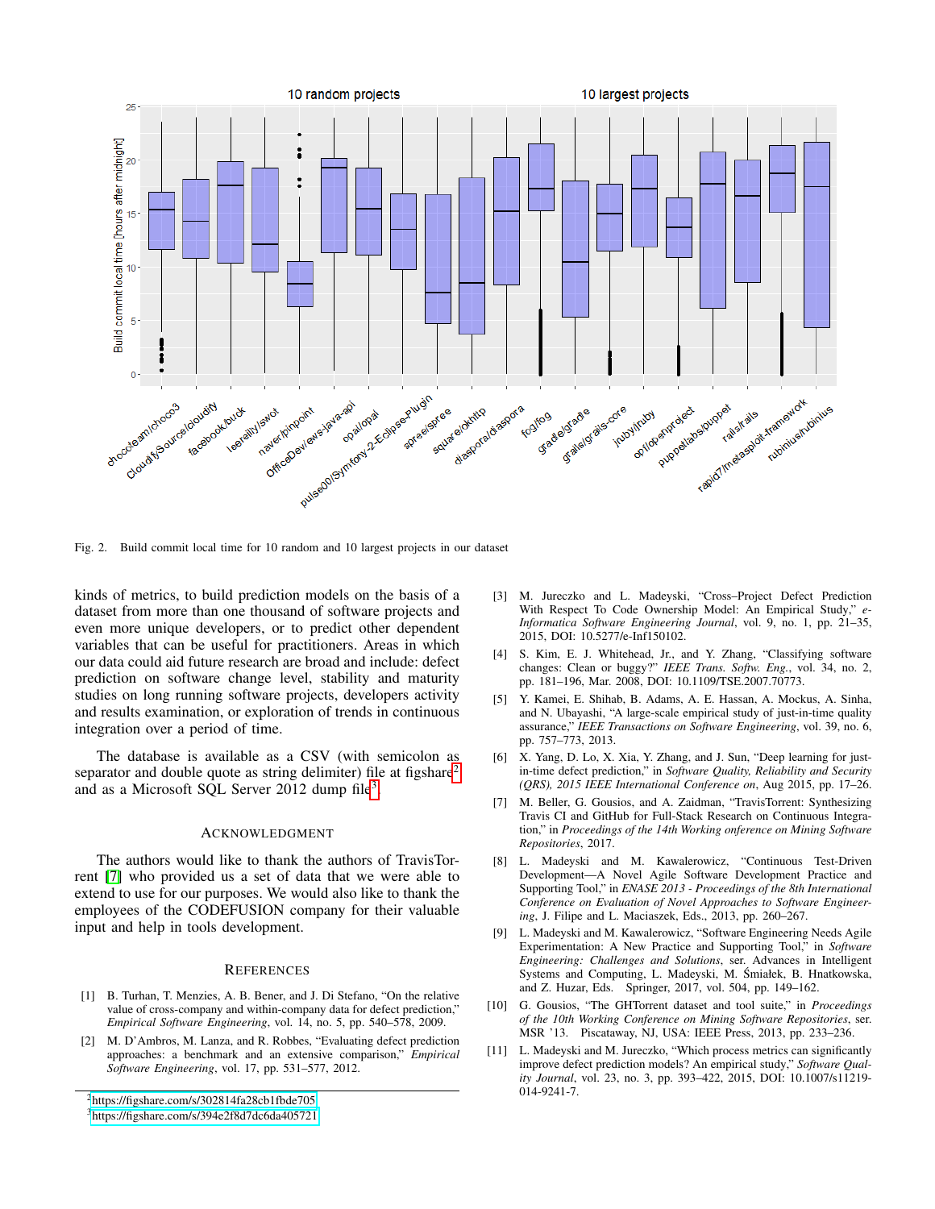10 random projects

10 largest projects

Build commit local time [hours after midnight]

25

20

15

10

5

0

chocoteam/choco3
CloudifySource/cloudify
facebook/buck
leereilly/swot
naver/pinpoint
OfficeDev/ews-java-api
opal/opal
pulse00/Symfony-2-Eclipse-Plugin
spree/spree
square/okhttp
diaspora/diaspora
fog/fog
gradle/gradle
grails/grails-core
jruby/jruby
openproject/openproject
puppetlabs/puppet
rails/rails
rapid7/metasploit-framework
rubinius/rubinius

Fig. 2. Build commit local time for 10 random and 10 largest projects in our dataset

kinds of metrics, to build prediction models on the basis of a dataset from more than one thousand of software projects and even more unique developers, or to predict other dependent variables that can be useful for practitioners. Areas in which our data could aid future research are broad and include: defect prediction on software change level, stability and maturity studies on long running software projects, developers activity and results examination, or exploration of trends in continuous integration over a period of time.

The database is available as a CSV (with semicolon as separator and double quote as string delimiter) file at figshare[2] and as a Microsoft SQL Server 2012 dump file[3].

## Acknowledgment

The authors would like to thank the authors of TravisTorrent [7] who provided us a set of data that we were able to extend to use for our purposes. We would also like to thank the employees of the CODEFUSION company for their valuable input and help in tools development.

## References

[1] B. Turhan, T. Menzies, A. B. Bener, and J. Di Stefano, "On the relative value of cross-company and within-company data for defect prediction," *Empirical Software Engineering*, vol. 14, no. 5, pp. 540–578, 2009.

[2] M. D'Ambros, M. Lanza, and R. Robbes, "Evaluating defect prediction approaches: a benchmark and an extensive comparison," *Empirical Software Engineering*, vol. 17, pp. 531–577, 2012.

[3] M. Jureczko and L. Madeyski, "Cross–Project Defect Prediction With Respect To Code Ownership Model: An Empirical Study," *e-Informatica Software Engineering Journal*, vol. 9, no. 1, pp. 21–35, 2015, DOI: 10.5277/e-Inf150102.

[4] S. Kim, E. J. Whitehead, Jr., and Y. Zhang, "Classifying software changes: Clean or buggy?" *IEEE Trans. Softw. Eng.*, vol. 34, no. 2, pp. 181–196, Mar. 2008, DOI: 10.1109/TSE.2007.70773.

[5] Y. Kamei, E. Shihab, B. Adams, A. E. Hassan, A. Mockus, A. Sinha, and N. Ubayashi, "A large-scale empirical study of just-in-time quality assurance," *IEEE Transactions on Software Engineering*, vol. 39, no. 6, pp. 757–773, 2013.

[6] X. Yang, D. Lo, X. Xia, Y. Zhang, and J. Sun, "Deep learning for just-in-time defect prediction," in *Software Quality, Reliability and Security (QRS), 2015 IEEE International Conference on*, Aug 2015, pp. 17–26.

[7] M. Beller, G. Gousios, and A. Zaidman, "TravisTorrent: Synthesizing Travis CI and GitHub for Full-Stack Research on Continuous Integration," in *Proceedings of the 14th Working onference on Mining Software Repositories*, 2017.

[8] L. Madeyski and M. Kawalerowicz, "Continuous Test-Driven Development—A Novel Agile Software Development Practice and Supporting Tool," in *ENASE 2013 - Proceedings of the 8th International Conference on Evaluation of Novel Approaches to Software Engineering*, J. Filipe and L. Maciaszek, Eds., 2013, pp. 260–267.

[9] L. Madeyski and M. Kawalerowicz, "Software Engineering Needs Agile Experimentation: A New Practice and Supporting Tool," in *Software Engineering: Challenges and Solutions*, ser. Advances in Intelligent Systems and Computing, L. Madeyski, M. Śmiałek, B. Hnatkowska, and Z. Huzar, Eds. Springer, 2017, vol. 504, pp. 149–162.

[10] G. Gousios, "The GHTorrent dataset and tool suite," in *Proceedings of the 10th Working Conference on Mining Software Repositories*, ser. MSR '13. Piscataway, NJ, USA: IEEE Press, 2013, pp. 233–236.

[11] L. Madeyski and M. Jureczko, "Which process metrics can significantly improve defect prediction models? An empirical study," *Software Quality Journal*, vol. 23, no. 3, pp. 393–422, 2015, DOI: 10.1007/s11219-014-9241-7.

[2] https://figshare.com/s/302814fa28cb1fbde705

[3] https://figshare.com/s/394e2f8d7dc6da405721